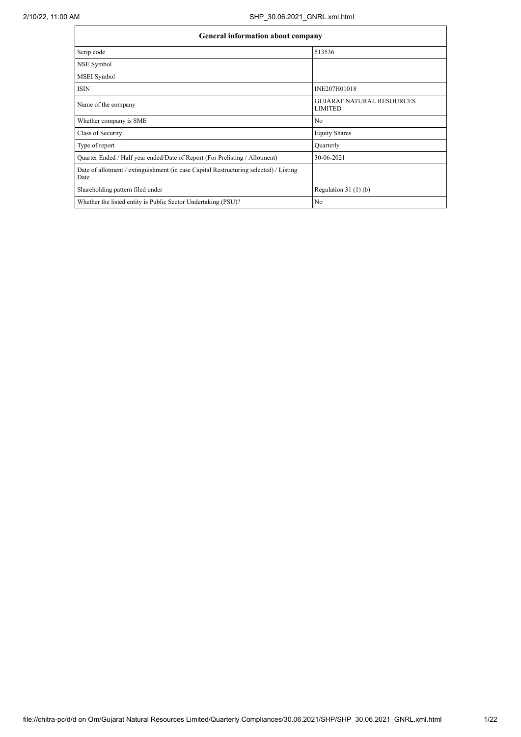| General information about company | |
|---|---|
| Scrip code | 513536 |
| NSE Symbol | |
| MSEI Symbol | |
| ISIN | INE207H01018 |
| Name of the company | GUJARAT NATURAL RESOURCES LIMITED |
| Whether company is SME | No |
| Class of Security | Equity Shares |
| Type of report | Quarterly |
| Quarter Ended / Half year ended/Date of Report (For Prelisting / Allotment) | 30-06-2021 |
| Date of allotment / extinguishment (in case Capital Restructuring selected) / Listing Date | |
| Shareholding pattern filed under | Regulation 31 (1) (b) |
| Whether the listed entity is Public Sector Undertaking (PSU)? | No |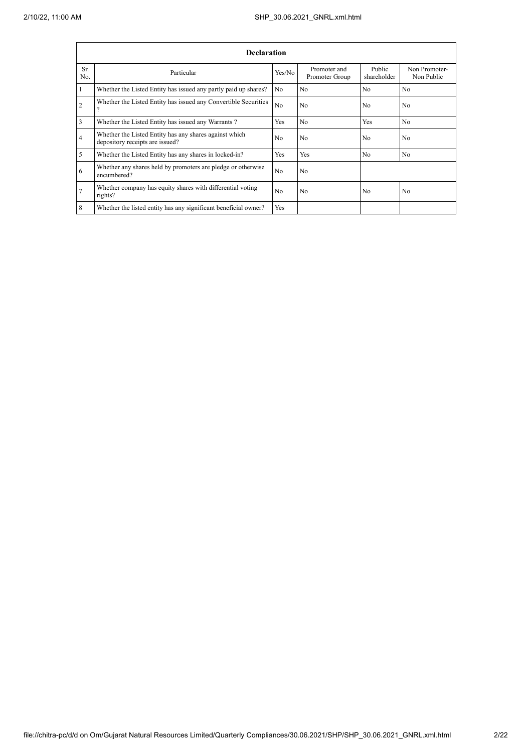| Declaration | | | | | |
|---|---|---|---|---|---|
| Sr. No. | Particular | Yes/No | Promoter and Promoter Group | Public shareholder | Non Promoter- Non Public |
| 1 | Whether the Listed Entity has issued any partly paid up shares? | No | No | No | No |
| 2 | Whether the Listed Entity has issued any Convertible Securities ? | No | No | No | No |
| 3 | Whether the Listed Entity has issued any Warrants ? | Yes | No | Yes | No |
| 4 | Whether the Listed Entity has any shares against which depository receipts are issued? | No | No | No | No |
| 5 | Whether the Listed Entity has any shares in locked-in? | Yes | Yes | No | No |
| 6 | Whether any shares held by promoters are pledge or otherwise encumbered? | No | No | | |
| 7 | Whether company has equity shares with differential voting rights? | No | No | No | No |
| 8 | Whether the listed entity has any significant beneficial owner? | Yes | | | |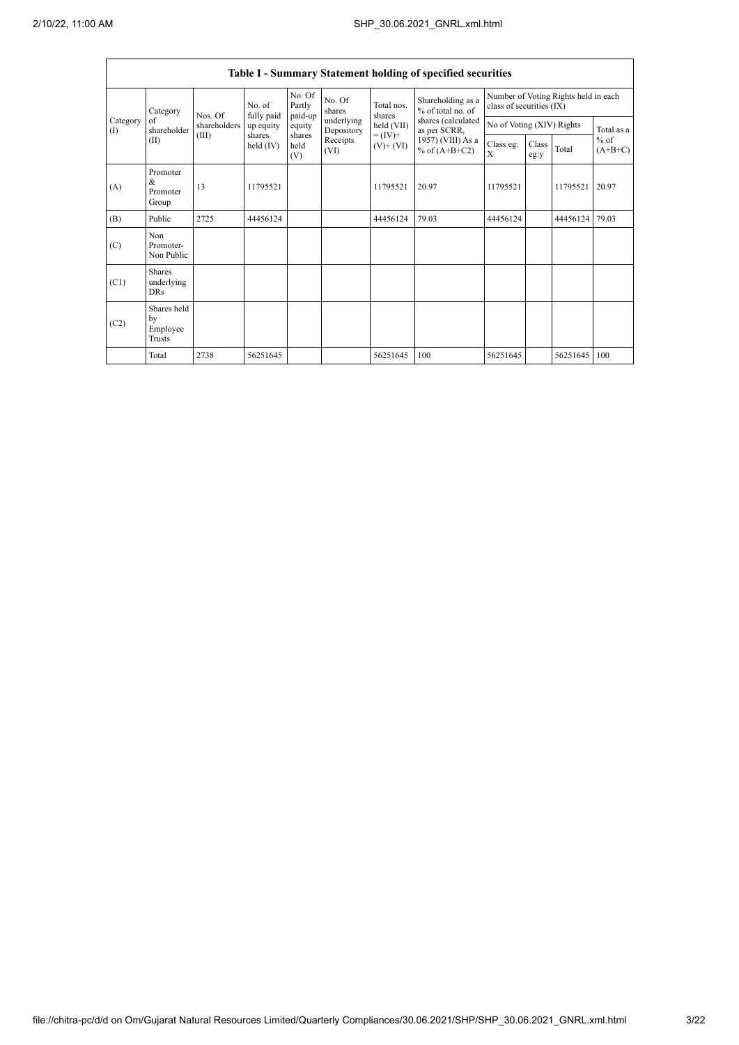## Table I - Summary Statement holding of specified securities

| Category (I) | Category of shareholder (II) | Nos. Of shareholders (III) | No. of fully paid up equity shares held (IV) | No. Of Partly paid-up equity shares held (V) | No. Of shares underlying Depository Receipts (VI) | Total nos. shares held (VII) = (IV)+ (V)+ (VI) | Shareholding as a % of total no. of shares (calculated as per SCRR, 1957) (VIII) As a % of (A+B+C2) | Number of Voting Rights held in each class of securities (IX) | | | |
|---|---|---|---|---|---|---|---|---|---|---|---|
| | | | | | | | | No of Voting (XIV) Rights | | | Total as a % of (A+B+C) |
| | | | | | | | | Class eg: X | Class eg:y | Total | |
| (A) | Promoter & Promoter Group | 13 | 11795521 | | | 11795521 | 20.97 | 11795521 | | 11795521 | 20.97 |
| (B) | Public | 2725 | 44456124 | | | 44456124 | 79.03 | 44456124 | | 44456124 | 79.03 |
| (C) | Non Promoter- Non Public | | | | | | | | | | |
| (C1) | Shares underlying DRs | | | | | | | | | | |
| (C2) | Shares held by Employee Trusts | | | | | | | | | | |
| | Total | 2738 | 56251645 | | | 56251645 | 100 | 56251645 | | 56251645 | 100 |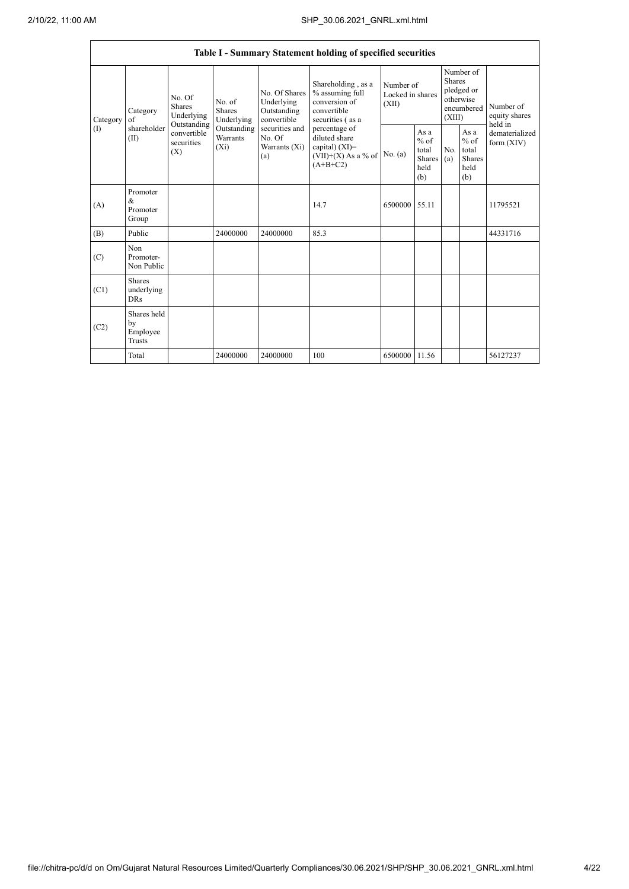| Table I - Summary Statement holding of specified securities | | | | | | | | | | | |
|---|---|---|---|---|---|---|---|---|---|---|---|
| Category (I) | Category of shareholder (II) | No. Of Shares Underlying Outstanding convertible securities (X) | No. of Shares Underlying Outstanding Warrants (Xi) | No. Of Shares Underlying Outstanding convertible securities and No. Of Warrants (Xi) (a) | Shareholding , as a % assuming full conversion of convertible securities ( as a percentage of diluted share capital) (XI)= (VII)+(X) As a % of (A+B+C2) | Number of Locked in shares (XII) | | Number of Shares pledged or otherwise encumbered (XIII) | | Number of equity shares held in dematerialized form (XIV) |
| | | | | | | No. (a) | As a % of total Shares held (b) | No. (a) | As a % of total Shares held (b) | |
| (A) | Promoter & Promoter Group | | | | 14.7 | 6500000 | 55.11 | | | 11795521 |
| (B) | Public | | 24000000 | 24000000 | 85.3 | | | | | 44331716 |
| (C) | Non Promoter- Non Public | | | | | | | | | |
| (C1) | Shares underlying DRs | | | | | | | | | |
| (C2) | Shares held by Employee Trusts | | | | | | | | | |
| | Total | | 24000000 | 24000000 | 100 | 6500000 | 11.56 | | | 56127237 |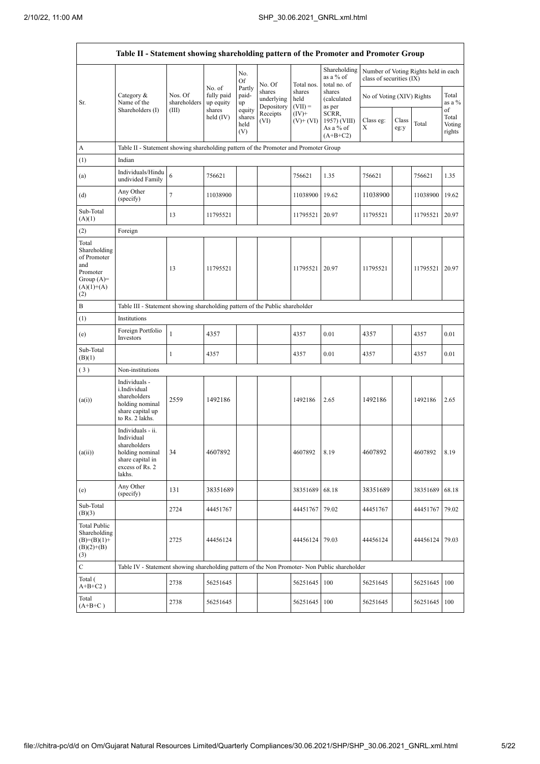| Table II - Statement showing shareholding pattern of the Promoter and Promoter Group | | | | | | | | | | | |
|---|---|---|---|---|---|---|---|---|---|---|---|
| Sr. | Category & Name of the Shareholders (I) | Nos. Of shareholders (III) | No. of fully paid up equity shares held (IV) | No. Of Partly paid-up equity shares held (V) | No. Of shares underlying Depository Receipts (VI) | Total nos. shares held (VII) = (IV)+ (V)+ (VI) | Shareholding as a % of total no. of shares (calculated as per SCRR, 1957) (VIII) As a % of (A+B+C2) | Number of Voting Rights held in each class of securities (IX) | | | |
| | | | | | | | | No of Voting (XIV) Rights | | | Total as a % of Total Voting rights |
| | | | | | | | | Class eg: X | Class eg:y | Total | |
| A | Table II - Statement showing shareholding pattern of the Promoter and Promoter Group | | | | | | | | | | |
| (1) | Indian | | | | | | | | | | |
| (a) | Individuals/Hindu undivided Family | 6 | 756621 | | | 756621 | 1.35 | 756621 | | 756621 | 1.35 |
| (d) | Any Other (specify) | 7 | 11038900 | | | 11038900 | 19.62 | 11038900 | | 11038900 | 19.62 |
| Sub-Total (A)(1) | | 13 | 11795521 | | | 11795521 | 20.97 | 11795521 | | 11795521 | 20.97 |
| (2) | Foreign | | | | | | | | | | |
| Total Shareholding of Promoter and Promoter Group (A)= (A)(1)+(A)(2) | | 13 | 11795521 | | | 11795521 | 20.97 | 11795521 | | 11795521 | 20.97 |
| B | Table III - Statement showing shareholding pattern of the Public shareholder | | | | | | | | | | |
| (1) | Institutions | | | | | | | | | | |
| (e) | Foreign Portfolio Investors | 1 | 4357 | | | 4357 | 0.01 | 4357 | | 4357 | 0.01 |
| Sub-Total (B)(1) | | 1 | 4357 | | | 4357 | 0.01 | 4357 | | 4357 | 0.01 |
| (3) | Non-institutions | | | | | | | | | | |
| (a(i)) | Individuals - i.Individual shareholders holding nominal share capital up to Rs. 2 lakhs. | 2559 | 1492186 | | | 1492186 | 2.65 | 1492186 | | 1492186 | 2.65 |
| (a(ii)) | Individuals - ii. Individual shareholders holding nominal share capital in excess of Rs. 2 lakhs. | 34 | 4607892 | | | 4607892 | 8.19 | 4607892 | | 4607892 | 8.19 |
| (e) | Any Other (specify) | 131 | 38351689 | | | 38351689 | 68.18 | 38351689 | | 38351689 | 68.18 |
| Sub-Total (B)(3) | | 2724 | 44451767 | | | 44451767 | 79.02 | 44451767 | | 44451767 | 79.02 |
| Total Public Shareholding (B)=(B)(1)+(B)(2)+(B)(3) | | 2725 | 44456124 | | | 44456124 | 79.03 | 44456124 | | 44456124 | 79.03 |
| C | Table IV - Statement showing shareholding pattern of the Non Promoter- Non Public shareholder | | | | | | | | | | |
| Total ( A+B+C2 ) | | 2738 | 56251645 | | | 56251645 | 100 | 56251645 | | 56251645 | 100 |
| Total (A+B+C ) | | 2738 | 56251645 | | | 56251645 | 100 | 56251645 | | 56251645 | 100 |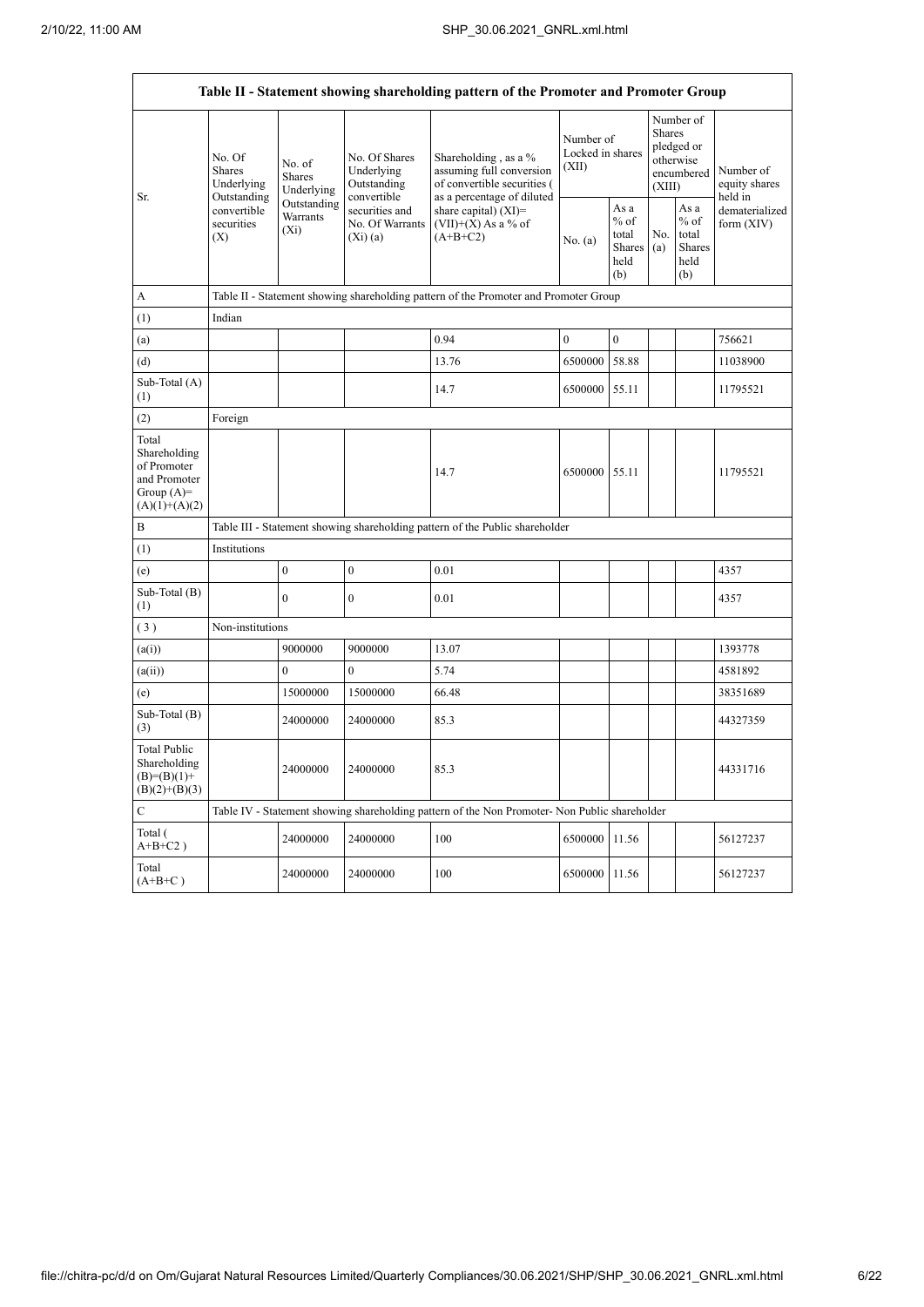| Table II - Statement showing shareholding pattern of the Promoter and Promoter Group | | | | | | | | | |
|---|---|---|---|---|---|---|---|---|---|
| Sr. | No. Of Shares Underlying Outstanding convertible securities (X) | No. of Shares Underlying Outstanding Warrants (Xi) | No. Of Shares Underlying Outstanding convertible securities and No. Of Warrants (Xi) (a) | Shareholding , as a % assuming full conversion of convertible securities ( as a percentage of diluted share capital) (XI)= (VII)+(X) As a % of (A+B+C2) | Number of Locked in shares (XII) | | Number of Shares pledged or otherwise encumbered (XIII) | | Number of equity shares held in dematerialized form (XIV) |
| | | | | | No. (a) | As a % of total Shares held (b) | No. (a) | As a % of total Shares held (b) | |
| A | Table II - Statement showing shareholding pattern of the Promoter and Promoter Group | | | | | | | | |
| (1) | Indian | | | | | | | | |
| (a) | | | | 0.94 | 0 | 0 | | | 756621 |
| (d) | | | | 13.76 | 6500000 | 58.88 | | | 11038900 |
| Sub-Total (A) (1) | | | | 14.7 | 6500000 | 55.11 | | | 11795521 |
| (2) | Foreign | | | | | | | | |
| Total Shareholding of Promoter and Promoter Group (A)= (A)(1)+(A)(2) | | | | 14.7 | 6500000 | 55.11 | | | 11795521 |
| B | Table III - Statement showing shareholding pattern of the Public shareholder | | | | | | | | |
| (1) | Institutions | | | | | | | | |
| (e) | | 0 | 0 | 0.01 | | | | | 4357 |
| Sub-Total (B) (1) | | 0 | 0 | 0.01 | | | | | 4357 |
| ( 3 ) | Non-institutions | | | | | | | | |
| (a(i)) | | 9000000 | 9000000 | 13.07 | | | | | 1393778 |
| (a(ii)) | | 0 | 0 | 5.74 | | | | | 4581892 |
| (e) | | 15000000 | 15000000 | 66.48 | | | | | 38351689 |
| Sub-Total (B) (3) | | 24000000 | 24000000 | 85.3 | | | | | 44327359 |
| Total Public Shareholding (B)=(B)(1)+ (B)(2)+(B)(3) | | 24000000 | 24000000 | 85.3 | | | | | 44331716 |
| C | Table IV - Statement showing shareholding pattern of the Non Promoter- Non Public shareholder | | | | | | | | |
| Total ( A+B+C2 ) | | 24000000 | 24000000 | 100 | 6500000 | 11.56 | | | 56127237 |
| Total (A+B+C ) | | 24000000 | 24000000 | 100 | 6500000 | 11.56 | | | 56127237 |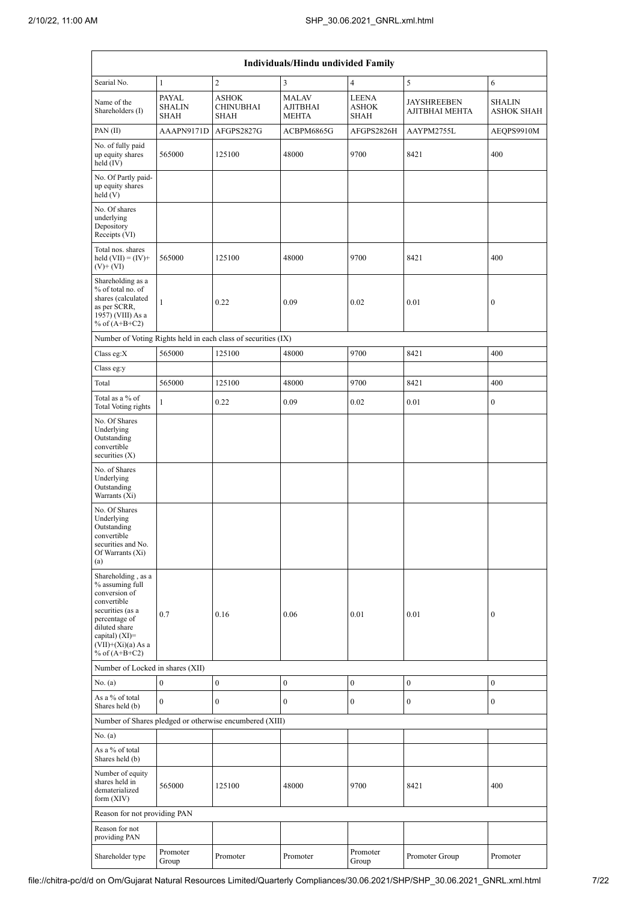| Individuals/Hindu undivided Family | | | | | | |
|---|---|---|---|---|---|---|
| Searial No. | 1 | 2 | 3 | 4 | 5 | 6 |
| Name of the Shareholders (I) | PAYAL SHALIN SHAH | ASHOK CHINUBHAI SHAH | MALAV AJITBHAI MEHTA | LEENA ASHOK SHAH | JAYSHREEBEN AJITBHAI MEHTA | SHALIN ASHOK SHAH |
| PAN (II) | AAAPN9171D | AFGPS2827G | ACBPM6865G | AFGPS2826H | AAYPM2755L | AEQPS9910M |
| No. of fully paid up equity shares held (IV) | 565000 | 125100 | 48000 | 9700 | 8421 | 400 |
| No. Of Partly paid-up equity shares held (V) | | | | | | |
| No. Of shares underlying Depository Receipts (VI) | | | | | | |
| Total nos. shares held (VII) = (IV)+(V)+ (VI) | 565000 | 125100 | 48000 | 9700 | 8421 | 400 |
| Shareholding as a % of total no. of shares (calculated as per SCRR, 1957) (VIII) As a % of (A+B+C2) | 1 | 0.22 | 0.09 | 0.02 | 0.01 | 0 |
| Number of Voting Rights held in each class of securities (IX) | | | | | | |
| Class eg:X | 565000 | 125100 | 48000 | 9700 | 8421 | 400 |
| Class eg:y | | | | | | |
| Total | 565000 | 125100 | 48000 | 9700 | 8421 | 400 |
| Total as a % of Total Voting rights | 1 | 0.22 | 0.09 | 0.02 | 0.01 | 0 |
| No. Of Shares Underlying Outstanding convertible securities (X) | | | | | | |
| No. of Shares Underlying Outstanding Warrants (Xi) | | | | | | |
| No. Of Shares Underlying Outstanding convertible securities and No. Of Warrants (Xi) (a) | | | | | | |
| Shareholding , as a % assuming full conversion of convertible securities (as a percentage of diluted share capital) (XI)= (VII)+(Xi)(a) As a % of (A+B+C2) | 0.7 | 0.16 | 0.06 | 0.01 | 0.01 | 0 |
| Number of Locked in shares (XII) | | | | | | |
| No. (a) | 0 | 0 | 0 | 0 | 0 | 0 |
| As a % of total Shares held (b) | 0 | 0 | 0 | 0 | 0 | 0 |
| Number of Shares pledged or otherwise encumbered (XIII) | | | | | | |
| No. (a) | | | | | | |
| As a % of total Shares held (b) | | | | | | |
| Number of equity shares held in dematerialized form (XIV) | 565000 | 125100 | 48000 | 9700 | 8421 | 400 |
| Reason for not providing PAN | | | | | | |
| Reason for not providing PAN | | | | | | |
| Shareholder type | Promoter Group | Promoter | Promoter | Promoter Group | Promoter Group | Promoter |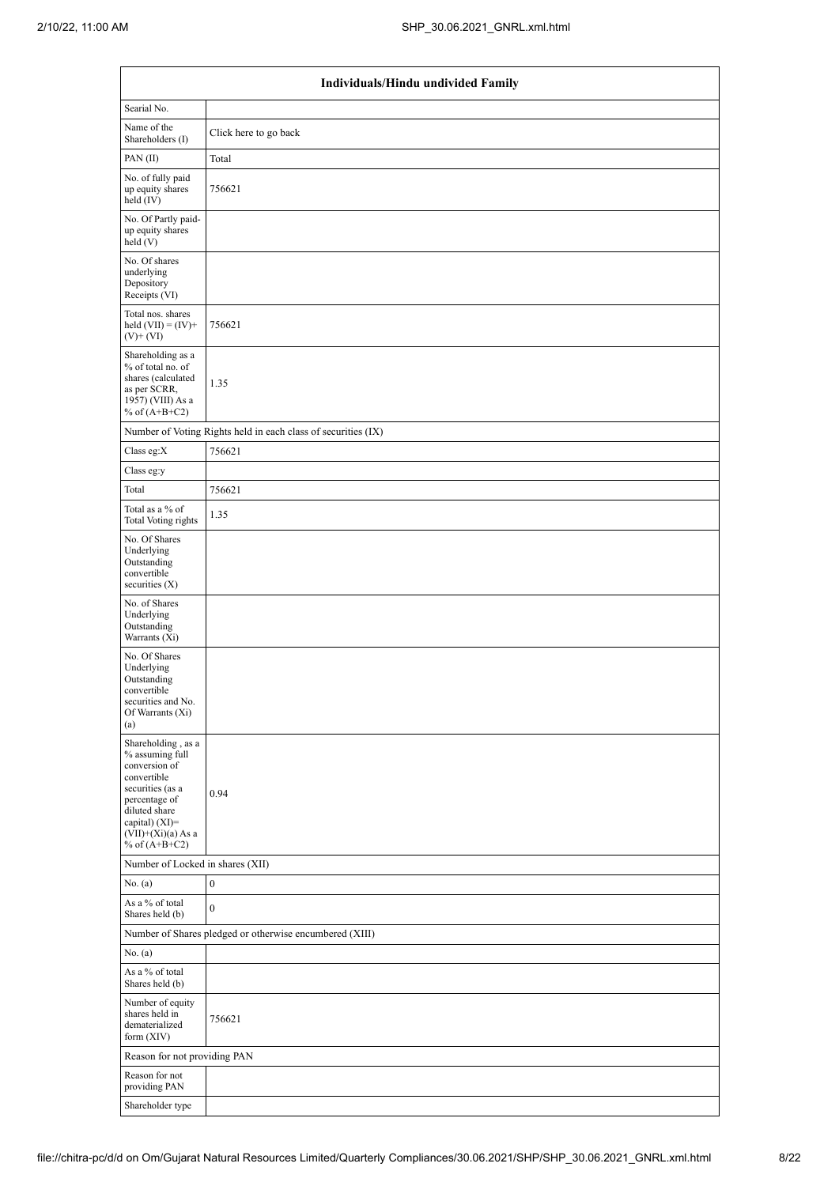| Individuals/Hindu undivided Family | |
|---|---|
| Searial No. | |
| Name of the Shareholders (I) | Click here to go back |
| PAN (II) | Total |
| No. of fully paid up equity shares held (IV) | 756621 |
| No. Of Partly paid-up equity shares held (V) | |
| No. Of shares underlying Depository Receipts (VI) | |
| Total nos. shares held (VII) = (IV)+(V)+ (VI) | 756621 |
| Shareholding as a % of total no. of shares (calculated as per SCRR, 1957) (VIII) As a % of (A+B+C2) | 1.35 |
| Number of Voting Rights held in each class of securities (IX) | |
| Class eg:X | 756621 |
| Class eg:y | |
| Total | 756621 |
| Total as a % of Total Voting rights | 1.35 |
| No. Of Shares Underlying Outstanding convertible securities (X) | |
| No. of Shares Underlying Outstanding Warrants (Xi) | |
| No. Of Shares Underlying Outstanding convertible securities and No. Of Warrants (Xi) (a) | |
| Shareholding , as a % assuming full conversion of convertible securities (as a percentage of diluted share capital) (XI)= (VII)+(Xi)(a) As a % of (A+B+C2) | 0.94 |
| Number of Locked in shares (XII) | |
| No. (a) | 0 |
| As a % of total Shares held (b) | 0 |
| Number of Shares pledged or otherwise encumbered (XIII) | |
| No. (a) | |
| As a % of total Shares held (b) | |
| Number of equity shares held in dematerialized form (XIV) | 756621 |
| Reason for not providing PAN | |
| Reason for not providing PAN | |
| Shareholder type | |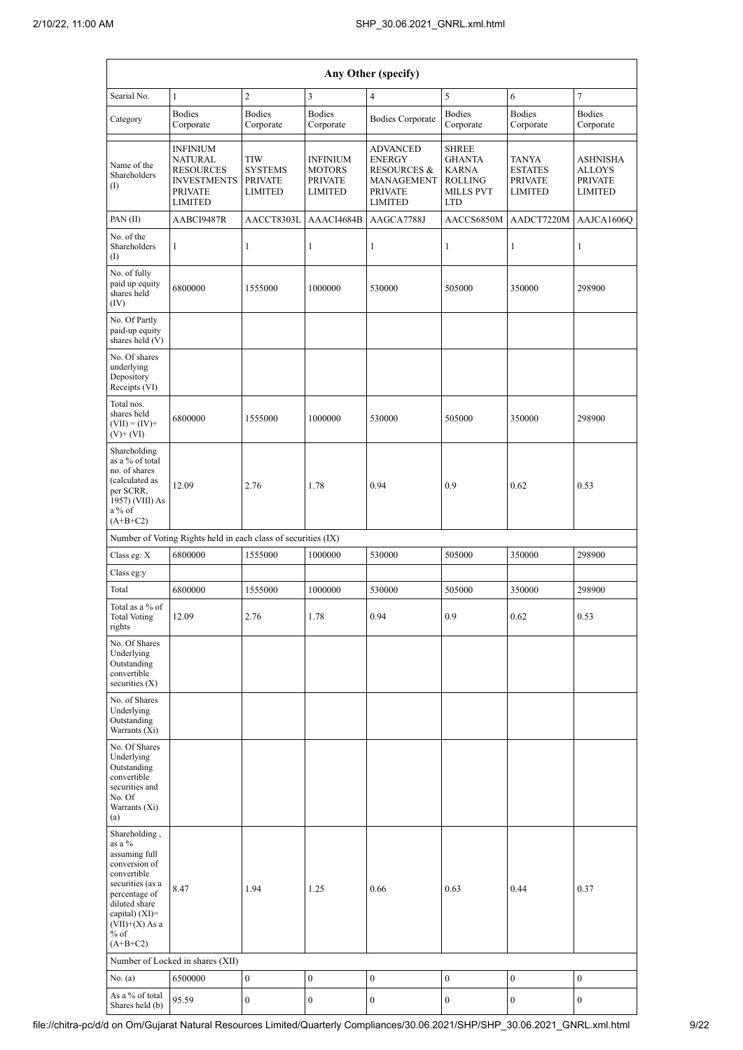| Any Other (specify) | | | | | | | |
|---|---|---|---|---|---|---|---|
| Searial No. | 1 | 2 | 3 | 4 | 5 | 6 | 7 |
| Category | Bodies Corporate | Bodies Corporate | Bodies Corporate | Bodies Corporate | Bodies Corporate | Bodies Corporate | Bodies Corporate |
| Name of the Shareholders (I) | INFINIUM NATURAL RESOURCES INVESTMENTS PRIVATE LIMITED | TIW SYSTEMS PRIVATE LIMITED | INFINIUM MOTORS PRIVATE LIMITED | ADVANCED ENERGY RESOURCES & MANAGEMENT PRIVATE LIMITED | SHREE GHANTA KARNA ROLLING MILLS PVT LTD | TANYA ESTATES PRIVATE LIMITED | ASHNISHA ALLOYS PRIVATE LIMITED |
| PAN (II) | AABCI9487R | AACCT8303L | AAACI4684B | AAGCA7788J | AACCS6850M | AADCT7220M | AAJCA1606Q |
| No. of the Shareholders (I) | 1 | 1 | 1 | 1 | 1 | 1 | 1 |
| No. of fully paid up equity shares held (IV) | 6800000 | 1555000 | 1000000 | 530000 | 505000 | 350000 | 298900 |
| No. Of Partly paid-up equity shares held (V) | | | | | | | |
| No. Of shares underlying Depository Receipts (VI) | | | | | | | |
| Total nos. shares held (VII) = (IV)+ (V)+ (VI) | 6800000 | 1555000 | 1000000 | 530000 | 505000 | 350000 | 298900 |
| Shareholding as a % of total no. of shares (calculated as per SCRR, 1957) (VIII) As a % of (A+B+C2) | 12.09 | 2.76 | 1.78 | 0.94 | 0.9 | 0.62 | 0.53 |
| Number of Voting Rights held in each class of securities (IX) | | | | | | | |
| Class eg: X | 6800000 | 1555000 | 1000000 | 530000 | 505000 | 350000 | 298900 |
| Class eg:y | | | | | | | |
| Total | 6800000 | 1555000 | 1000000 | 530000 | 505000 | 350000 | 298900 |
| Total as a % of Total Voting rights | 12.09 | 2.76 | 1.78 | 0.94 | 0.9 | 0.62 | 0.53 |
| No. Of Shares Underlying Outstanding convertible securities (X) | | | | | | | |
| No. of Shares Underlying Outstanding Warrants (Xi) | | | | | | | |
| No. Of Shares Underlying Outstanding convertible securities and No. Of Warrants (Xi) (a) | | | | | | | |
| Shareholding , as a % assuming full conversion of convertible securities (as a percentage of diluted share capital) (XI)= (VII)+(X) As a % of (A+B+C2) | 8.47 | 1.94 | 1.25 | 0.66 | 0.63 | 0.44 | 0.37 |
| Number of Locked in shares (XII) | | | | | | | |
| No. (a) | 6500000 | 0 | 0 | 0 | 0 | 0 | 0 |
| As a % of total Shares held (b) | 95.59 | 0 | 0 | 0 | 0 | 0 | 0 |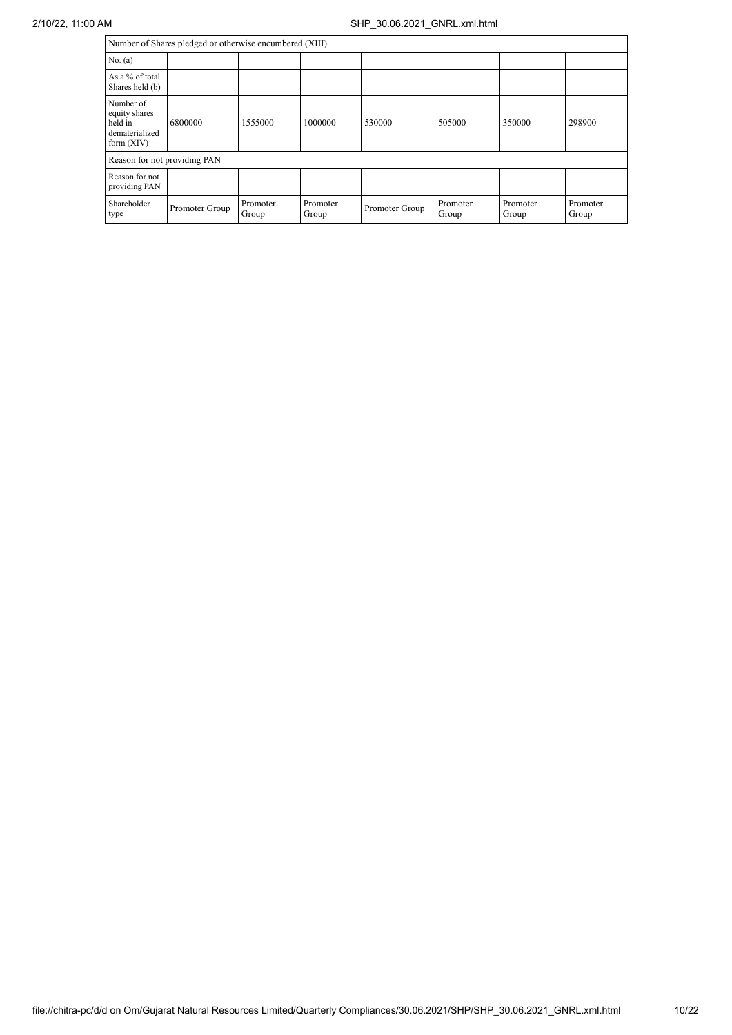| Number of Shares pledged or otherwise encumbered (XIII) | | | | | | | |
|---|---|---|---|---|---|---|---|
| No. (a) | | | | | | | |
| As a % of total Shares held (b) | | | | | | | |
| Number of equity shares held in dematerialized form (XIV) | 6800000 | 1555000 | 1000000 | 530000 | 505000 | 350000 | 298900 |
| Reason for not providing PAN | | | | | | | |
| Reason for not providing PAN | | | | | | | |
| Shareholder type | Promoter Group | Promoter Group | Promoter Group | Promoter Group | Promoter Group | Promoter Group | Promoter Group |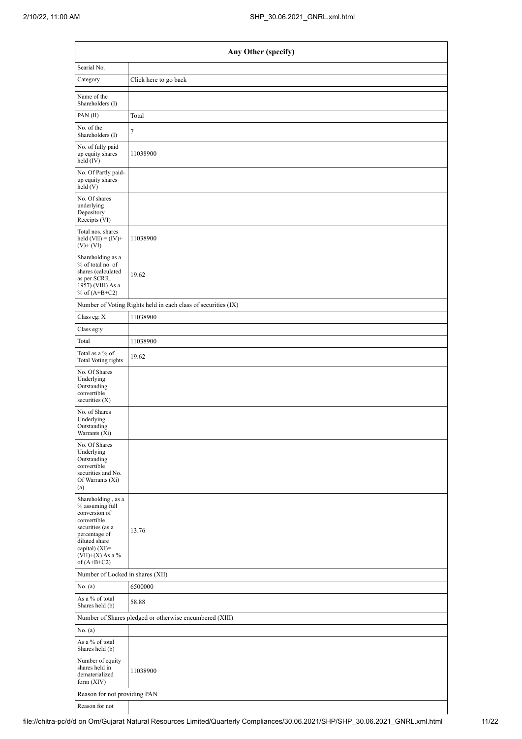| Any Other (specify) | |
|---|---|
| Searial No. | |
| Category | Click here to go back |
| Name of the Shareholders (I) | |
| PAN (II) | Total |
| No. of the Shareholders (I) | 7 |
| No. of fully paid up equity shares held (IV) | 11038900 |
| No. Of Partly paid-up equity shares held (V) | |
| No. Of shares underlying Depository Receipts (VI) | |
| Total nos. shares held (VII) = (IV)+ (V)+ (VI) | 11038900 |
| Shareholding as a % of total no. of shares (calculated as per SCRR, 1957) (VIII) As a % of (A+B+C2) | 19.62 |
| Number of Voting Rights held in each class of securities (IX) | |
| Class eg: X | 11038900 |
| Class eg:y | |
| Total | 11038900 |
| Total as a % of Total Voting rights | 19.62 |
| No. Of Shares Underlying Outstanding convertible securities (X) | |
| No. of Shares Underlying Outstanding Warrants (Xi) | |
| No. Of Shares Underlying Outstanding convertible securities and No. Of Warrants (Xi) (a) | |
| Shareholding , as a % assuming full conversion of convertible securities (as a percentage of diluted share capital) (XI)= (VII)+(X) As a % of (A+B+C2) | 13.76 |
| Number of Locked in shares (XII) | |
| No. (a) | 6500000 |
| As a % of total Shares held (b) | 58.88 |
| Number of Shares pledged or otherwise encumbered (XIII) | |
| No. (a) | |
| As a % of total Shares held (b) | |
| Number of equity shares held in dematerialized form (XIV) | 11038900 |
| Reason for not providing PAN | |
| Reason for not | |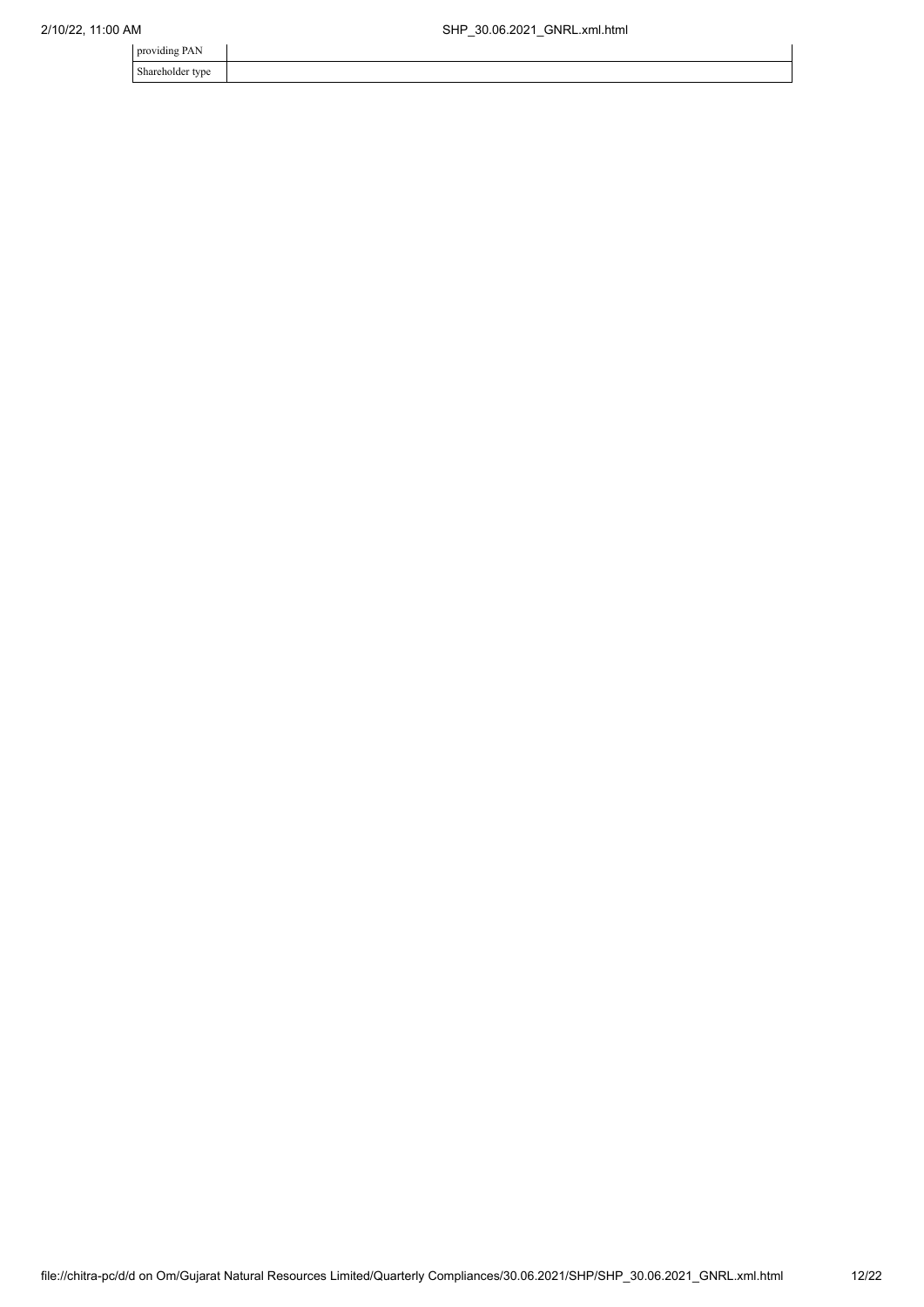| | |
|---|---|
| providing PAN | |
| Shareholder type | |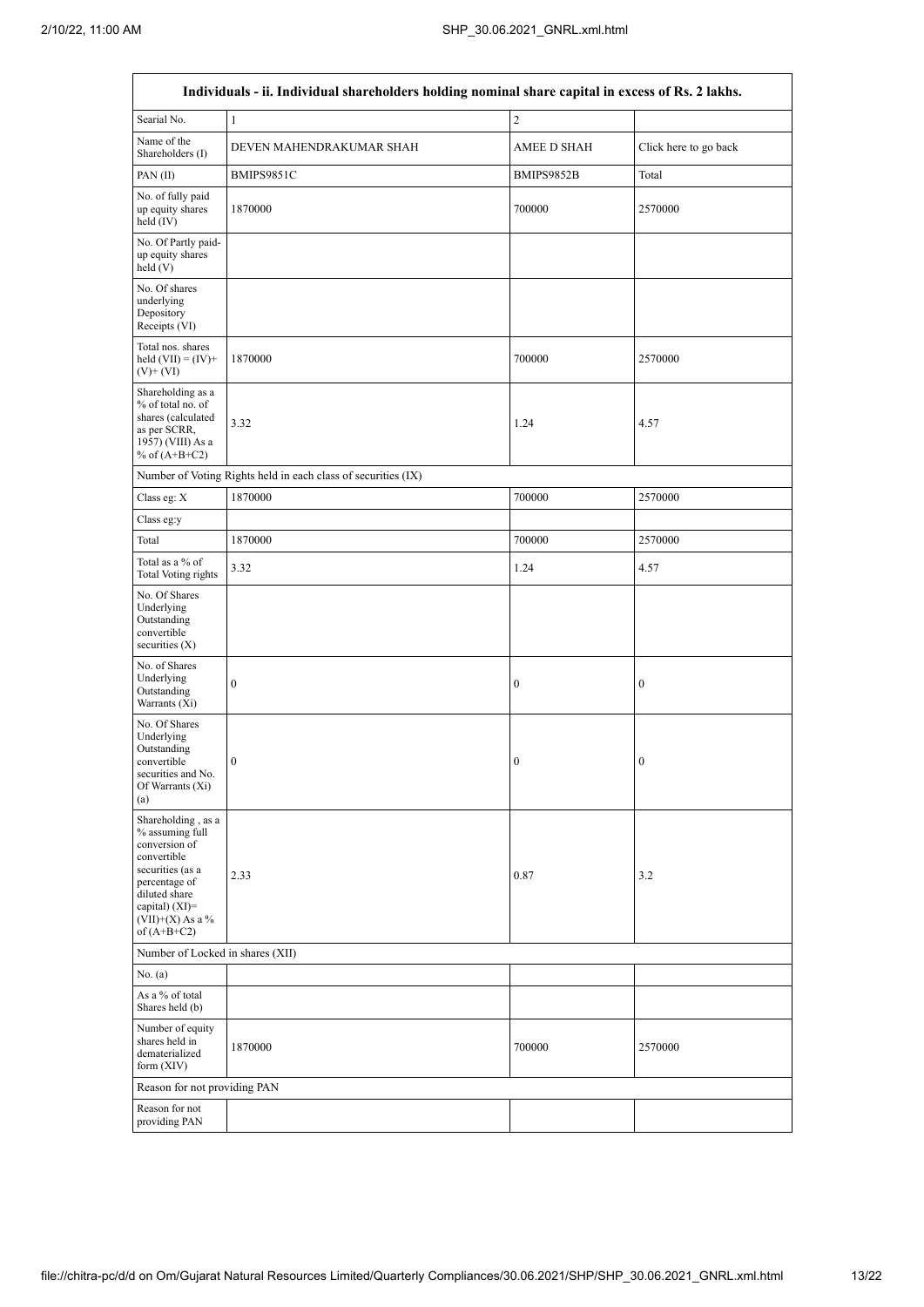| Individuals - ii. Individual shareholders holding nominal share capital in excess of Rs. 2 lakhs. | | | |
|---|---|---|---|
| Searial No. | 1 | 2 | |
| Name of the Shareholders (I) | DEVEN MAHENDRAKUMAR SHAH | AMEE D SHAH | Click here to go back |
| PAN (II) | BMIPS9851C | BMIPS9852B | Total |
| No. of fully paid up equity shares held (IV) | 1870000 | 700000 | 2570000 |
| No. Of Partly paid-up equity shares held (V) | | | |
| No. Of shares underlying Depository Receipts (VI) | | | |
| Total nos. shares held (VII) = (IV)+(V)+ (VI) | 1870000 | 700000 | 2570000 |
| Shareholding as a % of total no. of shares (calculated as per SCRR, 1957) (VIII) As a % of (A+B+C2) | 3.32 | 1.24 | 4.57 |
| Number of Voting Rights held in each class of securities (IX) | | | |
| Class eg: X | 1870000 | 700000 | 2570000 |
| Class eg:y | | | |
| Total | 1870000 | 700000 | 2570000 |
| Total as a % of Total Voting rights | 3.32 | 1.24 | 4.57 |
| No. Of Shares Underlying Outstanding convertible securities (X) | | | |
| No. of Shares Underlying Outstanding Warrants (Xi) | 0 | 0 | 0 |
| No. Of Shares Underlying Outstanding convertible securities and No. Of Warrants (Xi) (a) | 0 | 0 | 0 |
| Shareholding , as a % assuming full conversion of convertible securities (as a percentage of diluted share capital) (XI)= (VII)+(X) As a % of (A+B+C2) | 2.33 | 0.87 | 3.2 |
| Number of Locked in shares (XII) | | | |
| No. (a) | | | |
| As a % of total Shares held (b) | | | |
| Number of equity shares held in dematerialized form (XIV) | 1870000 | 700000 | 2570000 |
| Reason for not providing PAN | | | |
| Reason for not providing PAN | | | |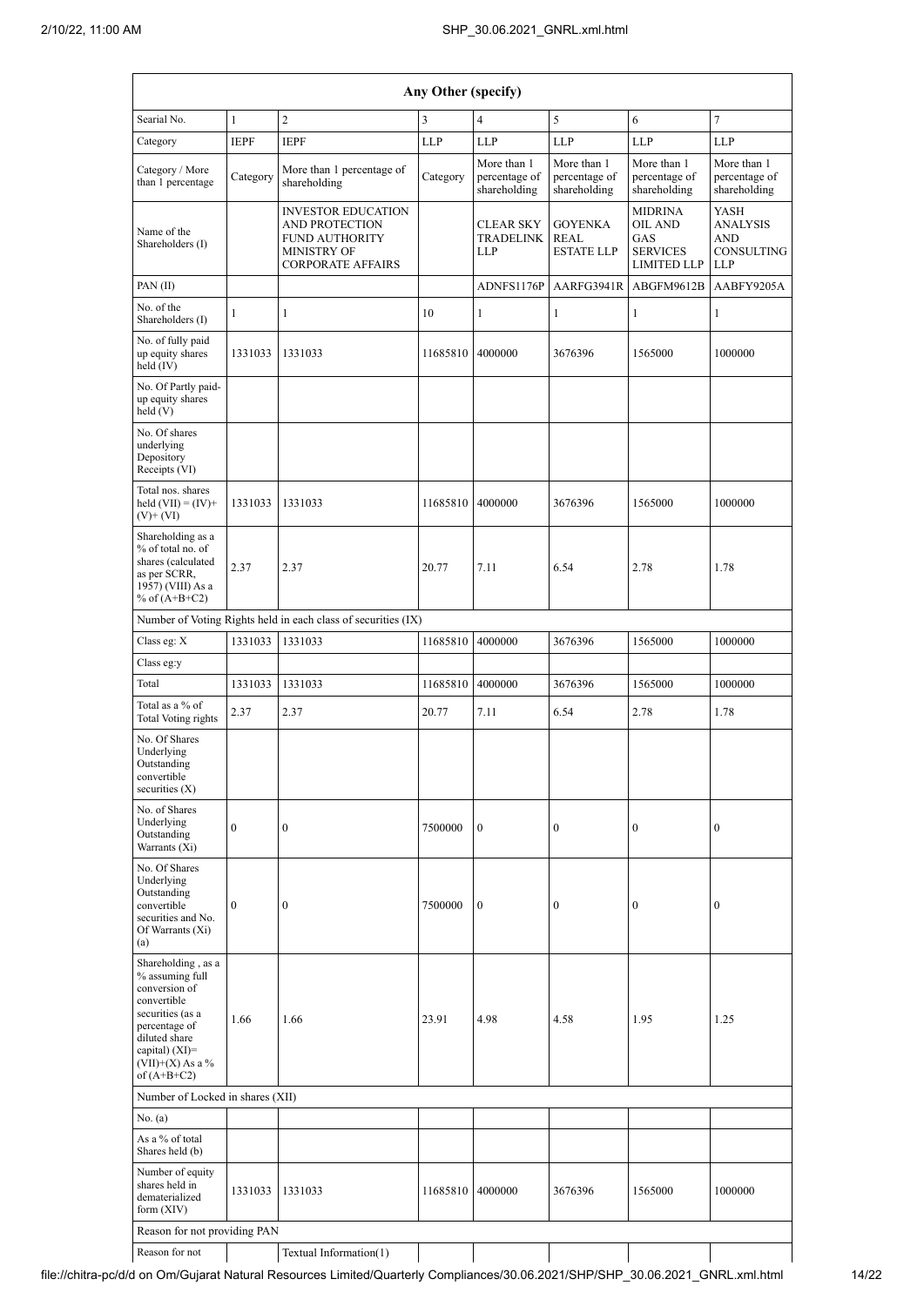| Any Other (specify) | | | | | | | |
|---|---|---|---|---|---|---|---|
| Searial No. | 1 | 2 | 3 | 4 | 5 | 6 | 7 |
| Category | IEPF | IEPF | LLP | LLP | LLP | LLP | LLP |
| Category / More than 1 percentage | Category | More than 1 percentage of shareholding | Category | More than 1 percentage of shareholding | More than 1 percentage of shareholding | More than 1 percentage of shareholding | More than 1 percentage of shareholding |
| Name of the Shareholders (I) | | INVESTOR EDUCATION AND PROTECTION FUND AUTHORITY MINISTRY OF CORPORATE AFFAIRS | | CLEAR SKY TRADELINK LLP | GOYENKA REAL ESTATE LLP | MIDRINA OIL AND GAS SERVICES LIMITED LLP | YASH ANALYSIS AND CONSULTING LLP |
| PAN (II) | | | | ADNFS1176P | AARFG3941R | ABGFM9612B | AABFY9205A |
| No. of the Shareholders (I) | 1 | 1 | 10 | 1 | 1 | 1 | 1 |
| No. of fully paid up equity shares held (IV) | 1331033 | 1331033 | 11685810 | 4000000 | 3676396 | 1565000 | 1000000 |
| No. Of Partly paid-up equity shares held (V) | | | | | | | |
| No. Of shares underlying Depository Receipts (VI) | | | | | | | |
| Total nos. shares held (VII) = (IV)+ (V)+ (VI) | 1331033 | 1331033 | 11685810 | 4000000 | 3676396 | 1565000 | 1000000 |
| Shareholding as a % of total no. of shares (calculated as per SCRR, 1957) (VIII) As a % of (A+B+C2) | 2.37 | 2.37 | 20.77 | 7.11 | 6.54 | 2.78 | 1.78 |
| Number of Voting Rights held in each class of securities (IX) | | | | | | | |
| Class eg: X | 1331033 | 1331033 | 11685810 | 4000000 | 3676396 | 1565000 | 1000000 |
| Class eg:y | | | | | | | |
| Total | 1331033 | 1331033 | 11685810 | 4000000 | 3676396 | 1565000 | 1000000 |
| Total as a % of Total Voting rights | 2.37 | 2.37 | 20.77 | 7.11 | 6.54 | 2.78 | 1.78 |
| No. Of Shares Underlying Outstanding convertible securities (X) | | | | | | | |
| No. of Shares Underlying Outstanding Warrants (Xi) | 0 | 0 | 7500000 | 0 | 0 | 0 | 0 |
| No. Of Shares Underlying Outstanding convertible securities and No. Of Warrants (Xi) (a) | 0 | 0 | 7500000 | 0 | 0 | 0 | 0 |
| Shareholding , as a % assuming full conversion of convertible securities (as a percentage of diluted share capital) (XI)= (VII)+(X) As a % of (A+B+C2) | 1.66 | 1.66 | 23.91 | 4.98 | 4.58 | 1.95 | 1.25 |
| Number of Locked in shares (XII) | | | | | | | |
| No. (a) | | | | | | | |
| As a % of total Shares held (b) | | | | | | | |
| Number of equity shares held in dematerialized form (XIV) | 1331033 | 1331033 | 11685810 | 4000000 | 3676396 | 1565000 | 1000000 |
| Reason for not providing PAN | | | | | | | |
| Reason for not | | Textual Information(1) | | | | | |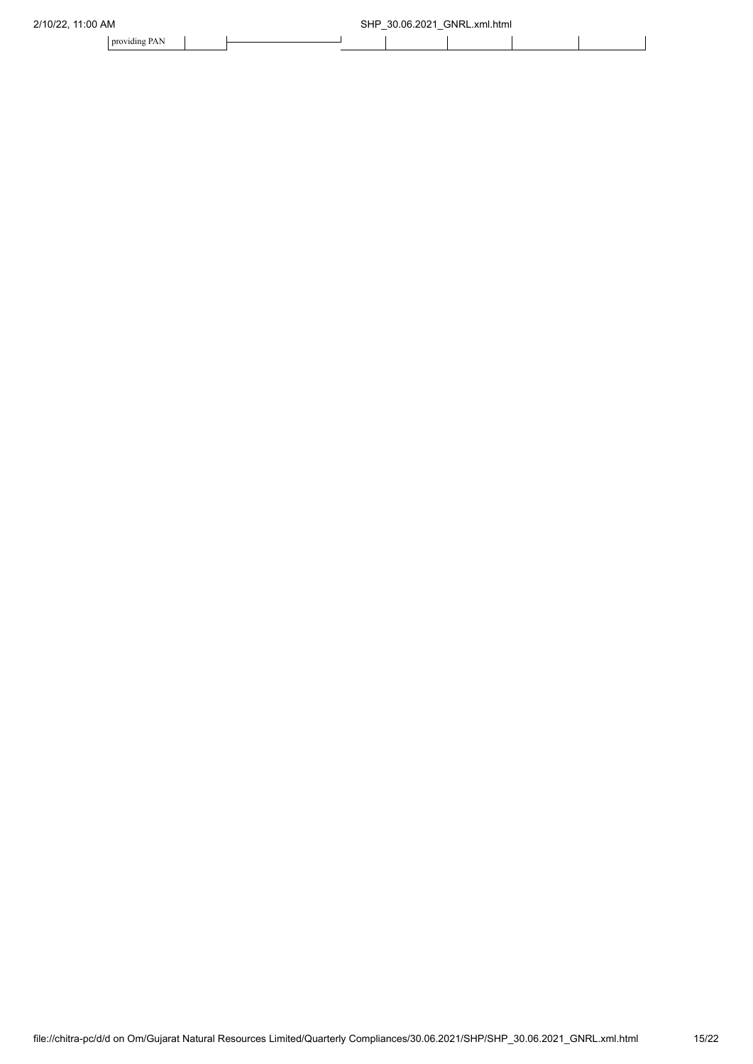| providing PAN | | | | | | | |
|---|---|---|---|---|---|---|---|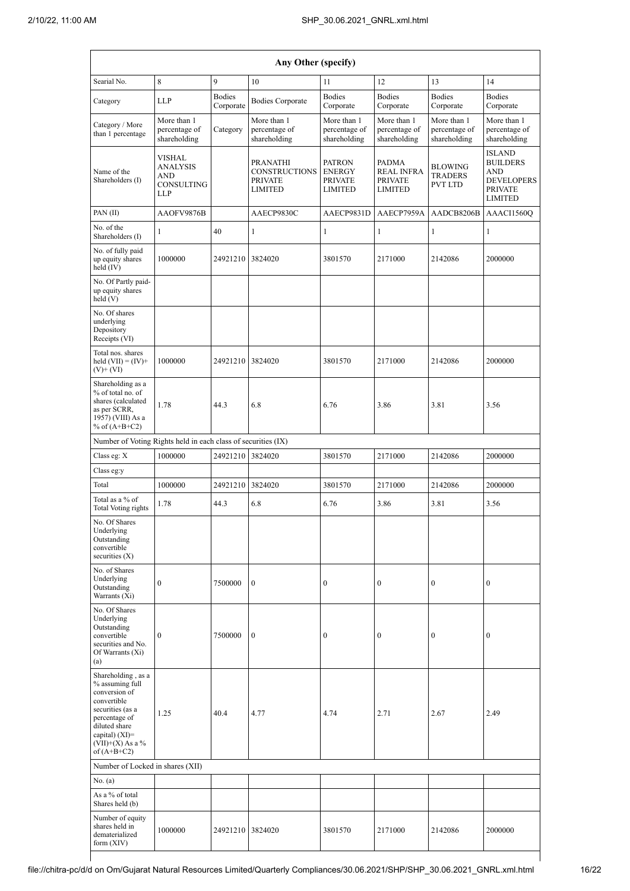| Any Other (specify) | | | | | | | |
|---|---|---|---|---|---|---|---|
| Searial No. | 8 | 9 | 10 | 11 | 12 | 13 | 14 |
| Category | LLP | Bodies Corporate | Bodies Corporate | Bodies Corporate | Bodies Corporate | Bodies Corporate | Bodies Corporate |
| Category / More than 1 percentage | More than 1 percentage of shareholding | Category | More than 1 percentage of shareholding | More than 1 percentage of shareholding | More than 1 percentage of shareholding | More than 1 percentage of shareholding | More than 1 percentage of shareholding |
| Name of the Shareholders (I) | VISHAL ANALYSIS AND CONSULTING LLP | | PRANATHI CONSTRUCTIONS PRIVATE LIMITED | PATRON ENERGY PRIVATE LIMITED | PADMA REAL INFRA PRIVATE LIMITED | BLOWING TRADERS PVT LTD | ISLAND BUILDERS AND DEVELOPERS PRIVATE LIMITED |
| PAN (II) | AAOFV9876B | | AAECP9830C | AAECP9831D | AAECP7959A | AADCB8206B | AAACI1560Q |
| No. of the Shareholders (I) | 1 | 40 | 1 | 1 | 1 | 1 | 1 |
| No. of fully paid up equity shares held (IV) | 1000000 | 24921210 | 3824020 | 3801570 | 2171000 | 2142086 | 2000000 |
| No. Of Partly paid-up equity shares held (V) | | | | | | | |
| No. Of shares underlying Depository Receipts (VI) | | | | | | | |
| Total nos. shares held (VII) = (IV)+(V)+ (VI) | 1000000 | 24921210 | 3824020 | 3801570 | 2171000 | 2142086 | 2000000 |
| Shareholding as a % of total no. of shares (calculated as per SCRR, 1957) (VIII) As a % of (A+B+C2) | 1.78 | 44.3 | 6.8 | 6.76 | 3.86 | 3.81 | 3.56 |
| Number of Voting Rights held in each class of securities (IX) | | | | | | | |
| Class eg: X | 1000000 | 24921210 | 3824020 | 3801570 | 2171000 | 2142086 | 2000000 |
| Class eg:y | | | | | | | |
| Total | 1000000 | 24921210 | 3824020 | 3801570 | 2171000 | 2142086 | 2000000 |
| Total as a % of Total Voting rights | 1.78 | 44.3 | 6.8 | 6.76 | 3.86 | 3.81 | 3.56 |
| No. Of Shares Underlying Outstanding convertible securities (X) | | | | | | | |
| No. of Shares Underlying Outstanding Warrants (Xi) | 0 | 7500000 | 0 | 0 | 0 | 0 | 0 |
| No. Of Shares Underlying Outstanding convertible securities and No. Of Warrants (Xi) (a) | 0 | 7500000 | 0 | 0 | 0 | 0 | 0 |
| Shareholding , as a % assuming full conversion of convertible securities (as a percentage of diluted share capital) (XI)= (VII)+(X) As a % of (A+B+C2) | 1.25 | 40.4 | 4.77 | 4.74 | 2.71 | 2.67 | 2.49 |
| Number of Locked in shares (XII) | | | | | | | |
| No. (a) | | | | | | | |
| As a % of total Shares held (b) | | | | | | | |
| Number of equity shares held in dematerialized form (XIV) | 1000000 | 24921210 | 3824020 | 3801570 | 2171000 | 2142086 | 2000000 |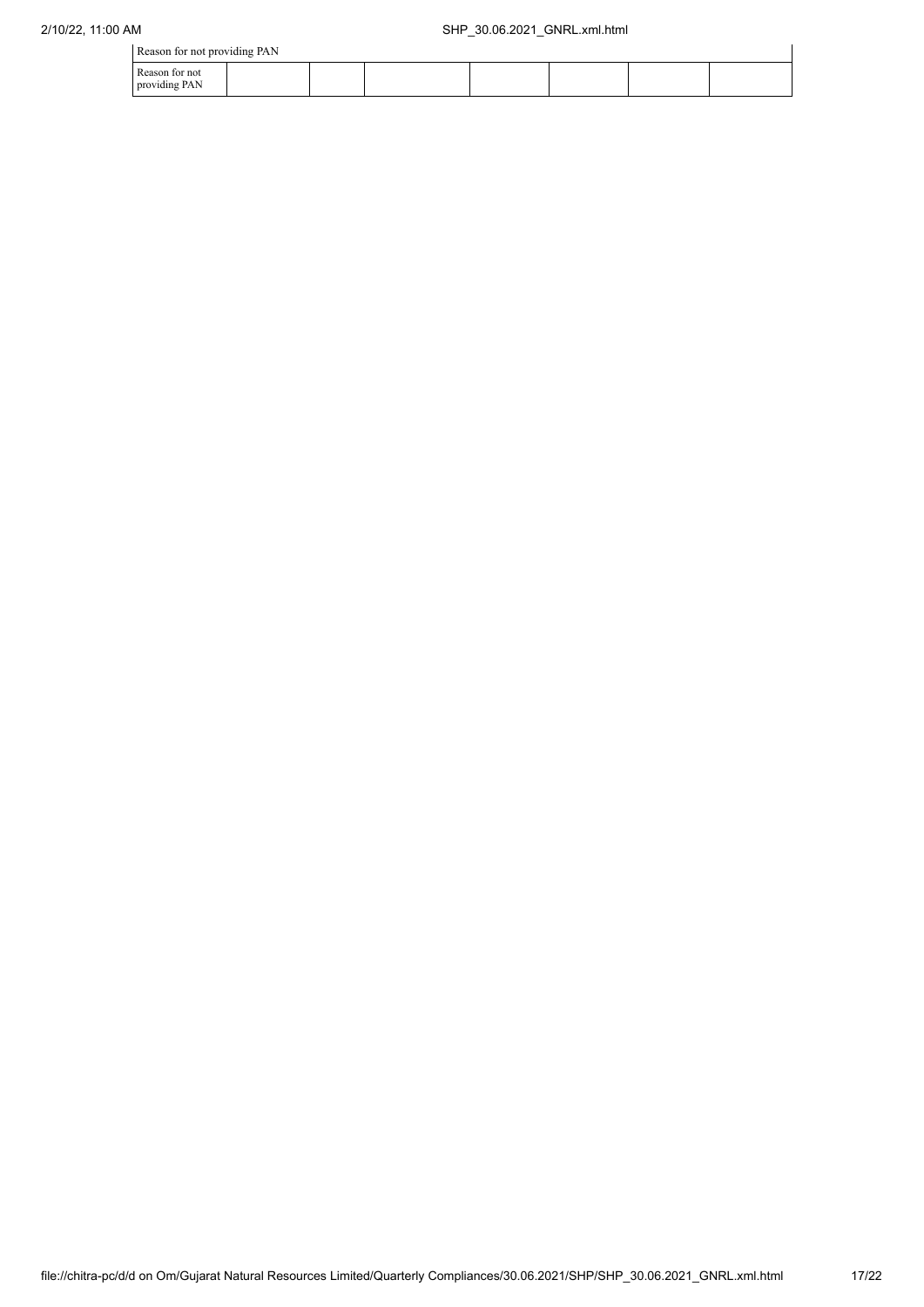| Reason for not providing PAN | | | | | | | |
|---|---|---|---|---|---|---|---|
| Reason for not providing PAN | | | | | | | |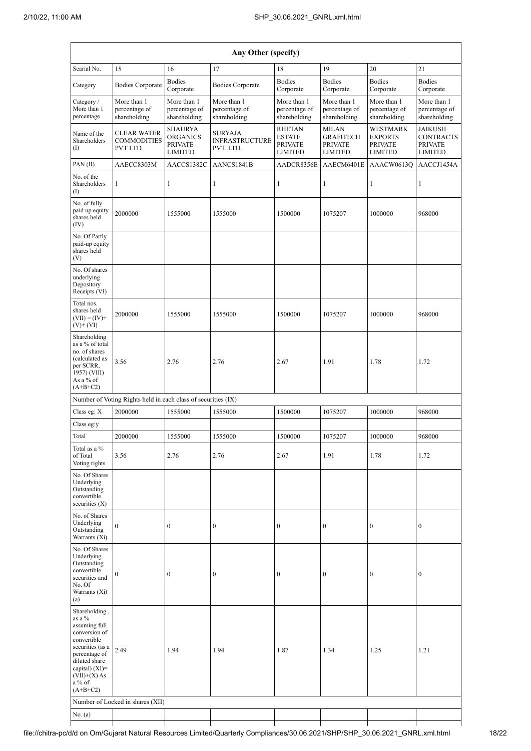| Any Other (specify) | | | | | | | |
|---|---|---|---|---|---|---|---|
| Searial No. | 15 | 16 | 17 | 18 | 19 | 20 | 21 |
| Category | Bodies Corporate | Bodies Corporate | Bodies Corporate | Bodies Corporate | Bodies Corporate | Bodies Corporate | Bodies Corporate |
| Category / More than 1 percentage | More than 1 percentage of shareholding | More than 1 percentage of shareholding | More than 1 percentage of shareholding | More than 1 percentage of shareholding | More than 1 percentage of shareholding | More than 1 percentage of shareholding | More than 1 percentage of shareholding |
| Name of the Shareholders (I) | CLEAR WATER COMMODITIES PVT LTD | SHAURYA ORGANICS PRIVATE LIMITED | SURYAJA INFRASTRUCTURE PVT. LTD. | RHETAN ESTATE PRIVATE LIMITED | MILAN GRAFITECH PRIVATE LIMITED | WESTMARK EXPORTS PRIVATE LIMITED | JAIKUSH CONTRACTS PRIVATE LIMITED |
| PAN (II) | AAECC8303M | AACCS1382C | AANCS1841B | AADCR8356E | AAECM6401E | AAACW0613Q | AACCJ1454A |
| No. of the Shareholders (I) | 1 | 1 | 1 | 1 | 1 | 1 | 1 |
| No. of fully paid up equity shares held (IV) | 2000000 | 1555000 | 1555000 | 1500000 | 1075207 | 1000000 | 968000 |
| No. Of Partly paid-up equity shares held (V) | | | | | | | |
| No. Of shares underlying Depository Receipts (VI) | | | | | | | |
| Total nos. shares held (VII) = (IV)+ (V)+ (VI) | 2000000 | 1555000 | 1555000 | 1500000 | 1075207 | 1000000 | 968000 |
| Shareholding as a % of total no. of shares (calculated as per SCRR, 1957) (VIII) As a % of (A+B+C2) | 3.56 | 2.76 | 2.76 | 2.67 | 1.91 | 1.78 | 1.72 |
| Number of Voting Rights held in each class of securities (IX) | | | | | | | |
| Class eg: X | 2000000 | 1555000 | 1555000 | 1500000 | 1075207 | 1000000 | 968000 |
| Class eg:y | | | | | | | |
| Total | 2000000 | 1555000 | 1555000 | 1500000 | 1075207 | 1000000 | 968000 |
| Total as a % of Total Voting rights | 3.56 | 2.76 | 2.76 | 2.67 | 1.91 | 1.78 | 1.72 |
| No. Of Shares Underlying Outstanding convertible securities (X) | | | | | | | |
| No. of Shares Underlying Outstanding Warrants (Xi) | 0 | 0 | 0 | 0 | 0 | 0 | 0 |
| No. Of Shares Underlying Outstanding convertible securities and No. Of Warrants (Xi) (a) | 0 | 0 | 0 | 0 | 0 | 0 | 0 |
| Shareholding , as a % assuming full conversion of convertible securities (as a percentage of diluted share capital) (XI)= (VII)+(X) As a % of (A+B+C2) | 2.49 | 1.94 | 1.94 | 1.87 | 1.34 | 1.25 | 1.21 |
| Number of Locked in shares (XII) | | | | | | | |
| No. (a) | | | | | | | |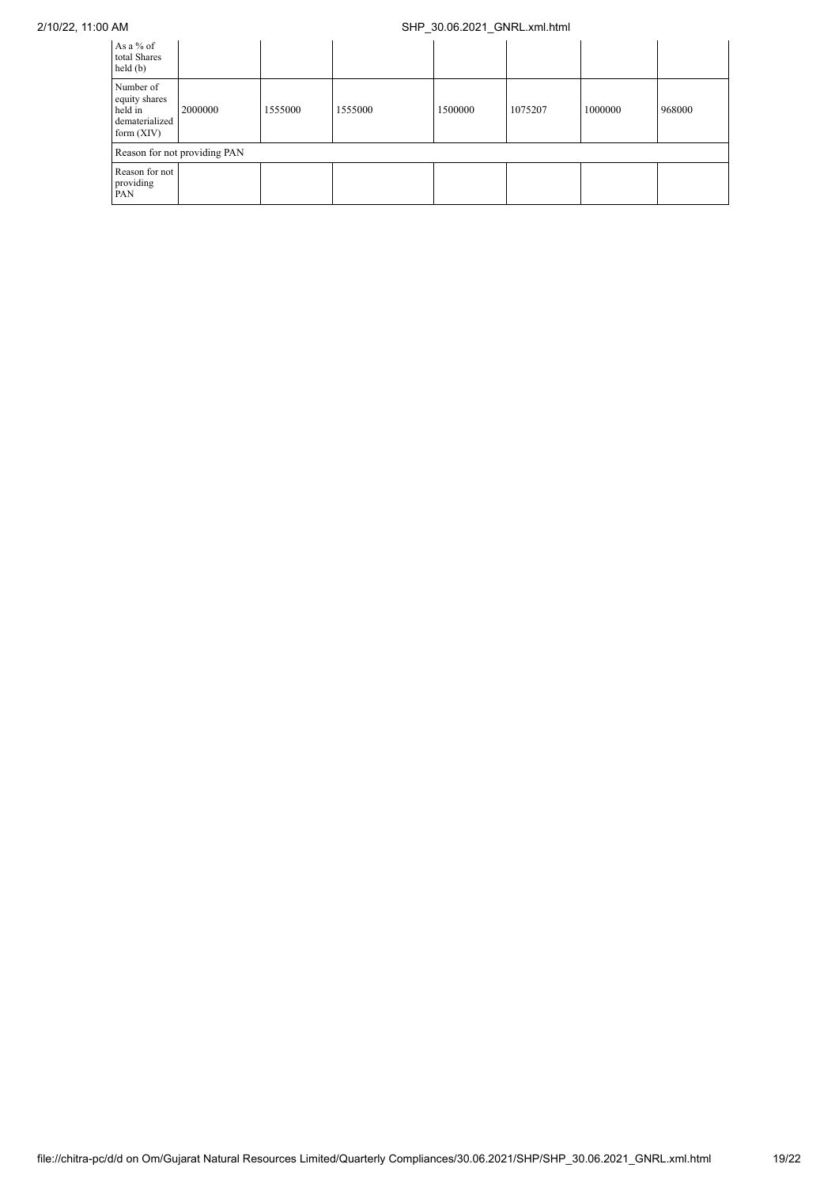| As a % of total Shares held (b) | | | | | | | |
|---|---|---|---|---|---|---|---|
| Number of equity shares held in dematerialized form (XIV) | 2000000 | 1555000 | 1555000 | 1500000 | 1075207 | 1000000 | 968000 |
| Reason for not providing PAN | | | | | | | |
| Reason for not providing PAN | | | | | | | |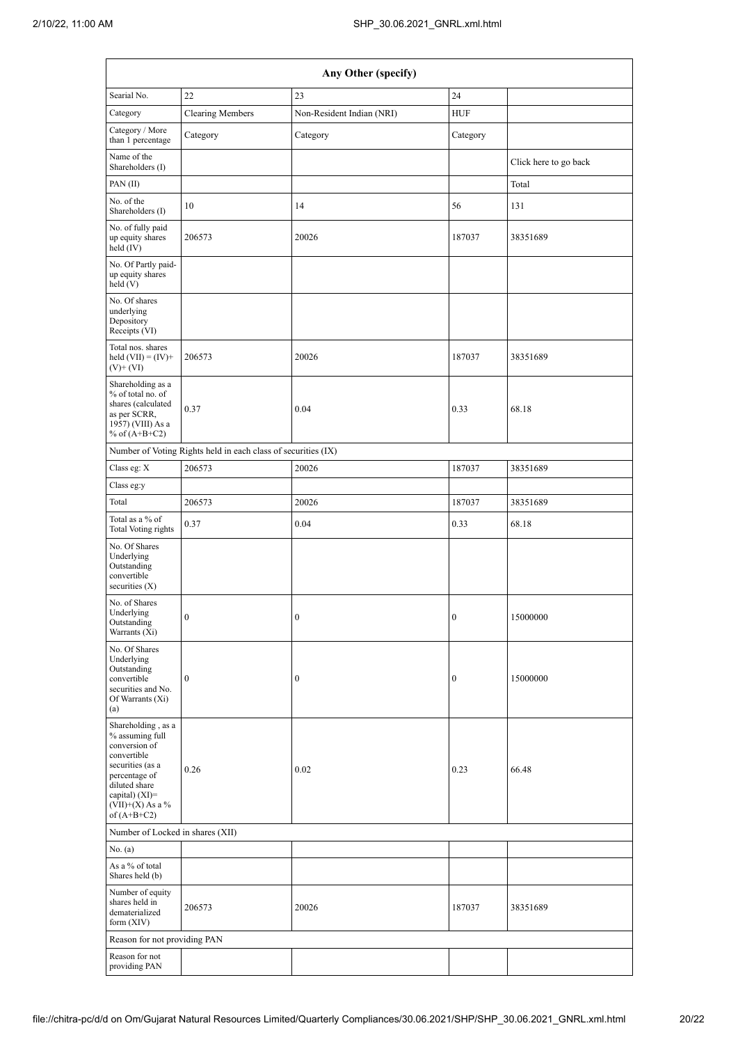| Any Other (specify) | | | | |
|---|---|---|---|---|
| Searial No. | 22 | 23 | 24 | |
| Category | Clearing Members | Non-Resident Indian (NRI) | HUF | |
| Category / More than 1 percentage | Category | Category | Category | |
| Name of the Shareholders (I) | | | | Click here to go back |
| PAN (II) | | | | Total |
| No. of the Shareholders (I) | 10 | 14 | 56 | 131 |
| No. of fully paid up equity shares held (IV) | 206573 | 20026 | 187037 | 38351689 |
| No. Of Partly paid-up equity shares held (V) | | | | |
| No. Of shares underlying Depository Receipts (VI) | | | | |
| Total nos. shares held (VII) = (IV)+(V)+ (VI) | 206573 | 20026 | 187037 | 38351689 |
| Shareholding as a % of total no. of shares (calculated as per SCRR, 1957) (VIII) As a % of (A+B+C2) | 0.37 | 0.04 | 0.33 | 68.18 |
| Number of Voting Rights held in each class of securities (IX) | | | | |
| Class eg: X | 206573 | 20026 | 187037 | 38351689 |
| Class eg:y | | | | |
| Total | 206573 | 20026 | 187037 | 38351689 |
| Total as a % of Total Voting rights | 0.37 | 0.04 | 0.33 | 68.18 |
| No. Of Shares Underlying Outstanding convertible securities (X) | | | | |
| No. of Shares Underlying Outstanding Warrants (Xi) | 0 | 0 | 0 | 15000000 |
| No. Of Shares Underlying Outstanding convertible securities and No. Of Warrants (Xi) (a) | 0 | 0 | 0 | 15000000 |
| Shareholding , as a % assuming full conversion of convertible securities (as a percentage of diluted share capital) (XI)= (VII)+(X) As a % of (A+B+C2) | 0.26 | 0.02 | 0.23 | 66.48 |
| Number of Locked in shares (XII) | | | | |
| No. (a) | | | | |
| As a % of total Shares held (b) | | | | |
| Number of equity shares held in dematerialized form (XIV) | 206573 | 20026 | 187037 | 38351689 |
| Reason for not providing PAN | | | | |
| Reason for not providing PAN | | | | |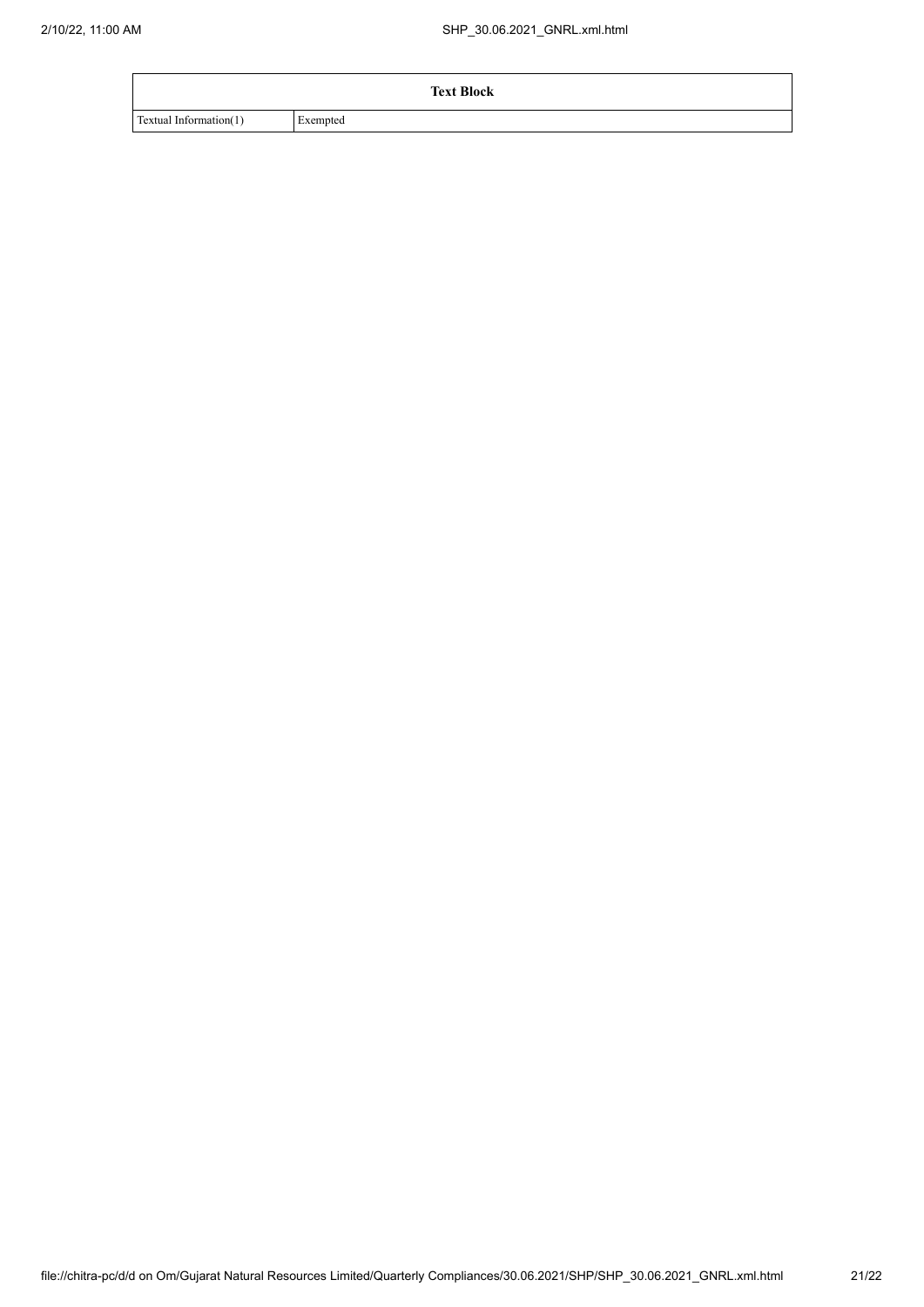| Text Block | |
|---|---|
| Textual Information(1) | Exempted |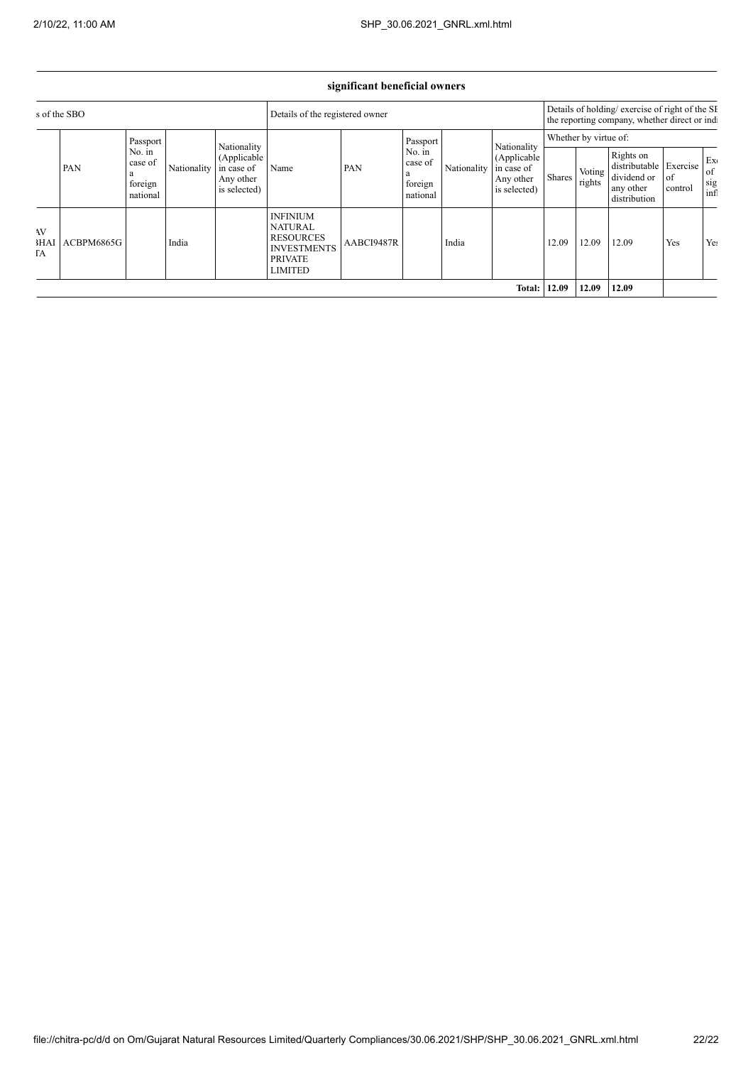## significant beneficial owners

| s of the SBO | | | | | Details of the registered owner | | | | | Details of holding/ exercise of right of the SE the reporting company, whether direct or indi | | | | |
|---|---|---|---|---|---|---|---|---|---|---|---|---|---|---|
| | | | | | | | | | | Whether by virtue of: | | | | |
| | PAN | Passport No. in case of a foreign national | Nationality | Nationality (Applicable in case of Any other is selected) | Name | PAN | Passport No. in case of a foreign national | Nationality | Nationality (Applicable in case of Any other is selected) | Shares | Voting rights | Rights on distributable dividend or any other distribution | Exercise of control | Ex of sig infl |
| AV 3HAI TA | ACBPM6865G | | India | | INFINIUM NATURAL RESOURCES INVESTMENTS PRIVATE LIMITED | AABCI9487R | | India | | 12.09 | 12.09 | 12.09 | Yes | Ye |
| | | | | | | | | | **Total:** | **12.09** | **12.09** | **12.09** | | |